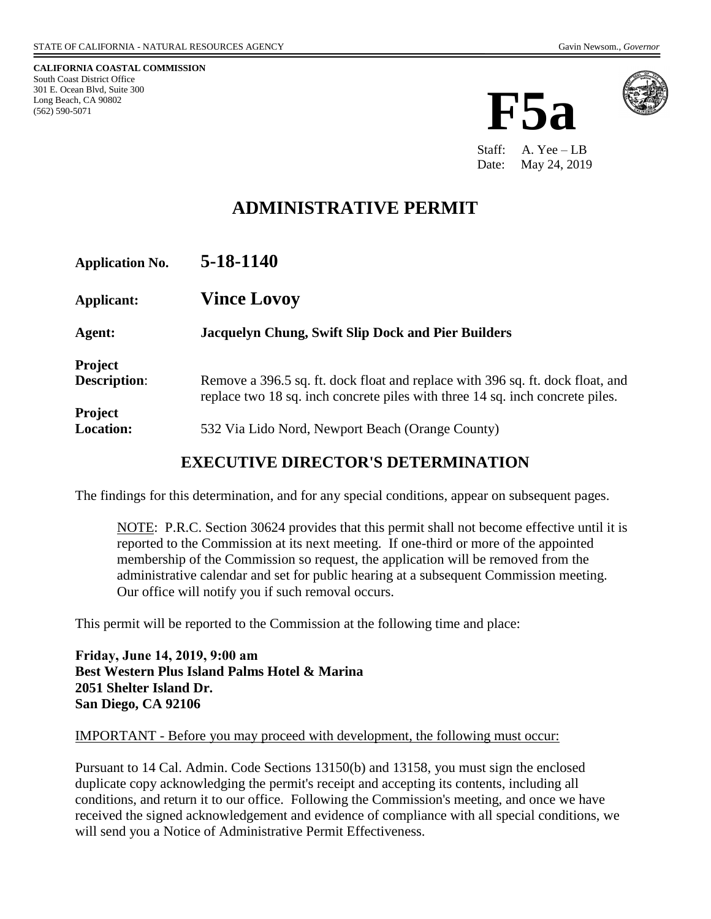STATE OF CALIFORNIA - NATURAL RESOURCES AGENCY Gavin Newsom., *Governor*

**CALIFORNIA COASTAL COMMISSION**
South Coast District Office
301 E. Ocean Blvd, Suite 300
Long Beach, CA 90802
(562) 590-5071

# F5a

Staff: A. Yee – LB
Date: May 24, 2019

# ADMINISTRATIVE PERMIT

**Application No.** **5-18-1140**

**Applicant:** **Vince Lovoy**

**Agent:** **Jacquelyn Chung, Swift Slip Dock and Pier Builders**

**Project Description**: Remove a 396.5 sq. ft. dock float and replace with 396 sq. ft. dock float, and replace two 18 sq. inch concrete piles with three 14 sq. inch concrete piles.

**Project Location:** 532 Via Lido Nord, Newport Beach (Orange County)

## EXECUTIVE DIRECTOR'S DETERMINATION

The findings for this determination, and for any special conditions, appear on subsequent pages.

> NOTE: P.R.C. Section 30624 provides that this permit shall not become effective until it is reported to the Commission at its next meeting. If one-third or more of the appointed membership of the Commission so request, the application will be removed from the administrative calendar and set for public hearing at a subsequent Commission meeting. Our office will notify you if such removal occurs.

This permit will be reported to the Commission at the following time and place:

**Friday, June 14, 2019, 9:00 am**
**Best Western Plus Island Palms Hotel & Marina**
**2051 Shelter Island Dr.**
**San Diego, CA 92106**

IMPORTANT - Before you may proceed with development, the following must occur:

Pursuant to 14 Cal. Admin. Code Sections 13150(b) and 13158, you must sign the enclosed duplicate copy acknowledging the permit's receipt and accepting its contents, including all conditions, and return it to our office. Following the Commission's meeting, and once we have received the signed acknowledgement and evidence of compliance with all special conditions, we will send you a Notice of Administrative Permit Effectiveness.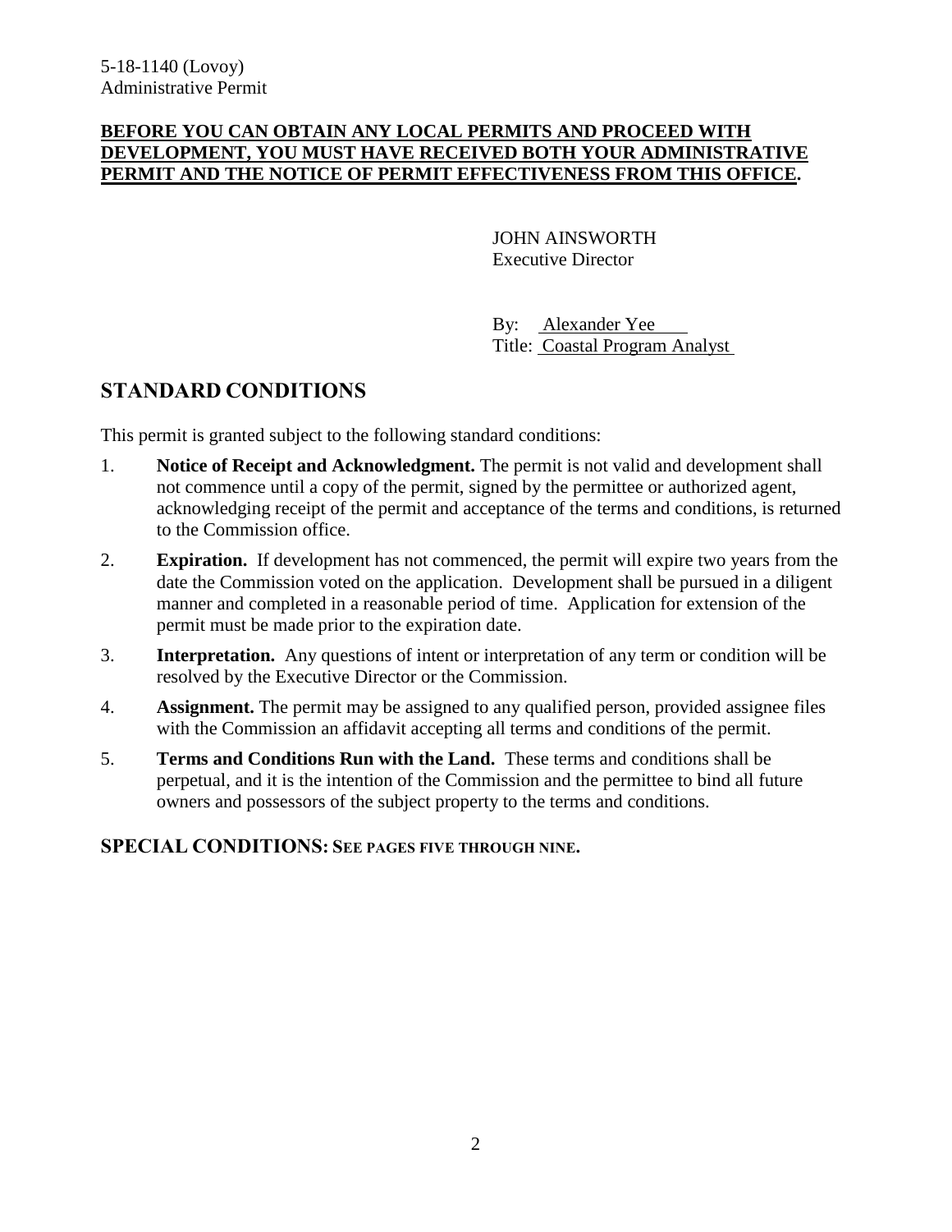5-18-1140 (Lovoy)
Administrative Permit

**BEFORE YOU CAN OBTAIN ANY LOCAL PERMITS AND PROCEED WITH DEVELOPMENT, YOU MUST HAVE RECEIVED BOTH YOUR ADMINISTRATIVE PERMIT AND THE NOTICE OF PERMIT EFFECTIVENESS FROM THIS OFFICE.**

JOHN AINSWORTH
Executive Director

By: Alexander Yee
Title: Coastal Program Analyst

## STANDARD CONDITIONS

This permit is granted subject to the following standard conditions:

1. **Notice of Receipt and Acknowledgment.** The permit is not valid and development shall not commence until a copy of the permit, signed by the permittee or authorized agent, acknowledging receipt of the permit and acceptance of the terms and conditions, is returned to the Commission office.
2. **Expiration.** If development has not commenced, the permit will expire two years from the date the Commission voted on the application. Development shall be pursued in a diligent manner and completed in a reasonable period of time. Application for extension of the permit must be made prior to the expiration date.
3. **Interpretation.** Any questions of intent or interpretation of any term or condition will be resolved by the Executive Director or the Commission.
4. **Assignment.** The permit may be assigned to any qualified person, provided assignee files with the Commission an affidavit accepting all terms and conditions of the permit.
5. **Terms and Conditions Run with the Land.** These terms and conditions shall be perpetual, and it is the intention of the Commission and the permittee to bind all future owners and possessors of the subject property to the terms and conditions.

## SPECIAL CONDITIONS: SEE PAGES FIVE THROUGH NINE.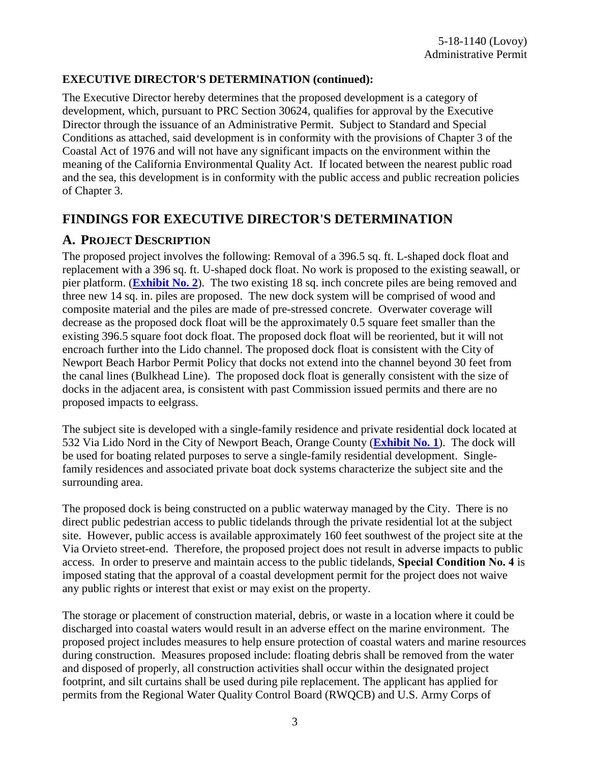**EXECUTIVE DIRECTOR'S DETERMINATION (continued):**

The Executive Director hereby determines that the proposed development is a category of development, which, pursuant to PRC Section 30624, qualifies for approval by the Executive Director through the issuance of an Administrative Permit. Subject to Standard and Special Conditions as attached, said development is in conformity with the provisions of Chapter 3 of the Coastal Act of 1976 and will not have any significant impacts on the environment within the meaning of the California Environmental Quality Act. If located between the nearest public road and the sea, this development is in conformity with the public access and public recreation policies of Chapter 3.

# FINDINGS FOR EXECUTIVE DIRECTOR'S DETERMINATION

## A. PROJECT DESCRIPTION

The proposed project involves the following: Removal of a 396.5 sq. ft. L-shaped dock float and replacement with a 396 sq. ft. U-shaped dock float. No work is proposed to the existing seawall, or pier platform. (**Exhibit No. 2**). The two existing 18 sq. inch concrete piles are being removed and three new 14 sq. in. piles are proposed. The new dock system will be comprised of wood and composite material and the piles are made of pre-stressed concrete. Overwater coverage will decrease as the proposed dock float will be the approximately 0.5 square feet smaller than the existing 396.5 square foot dock float. The proposed dock float will be reoriented, but it will not encroach further into the Lido channel. The proposed dock float is consistent with the City of Newport Beach Harbor Permit Policy that docks not extend into the channel beyond 30 feet from the canal lines (Bulkhead Line). The proposed dock float is generally consistent with the size of docks in the adjacent area, is consistent with past Commission issued permits and there are no proposed impacts to eelgrass.

The subject site is developed with a single-family residence and private residential dock located at 532 Via Lido Nord in the City of Newport Beach, Orange County (**Exhibit No. 1**). The dock will be used for boating related purposes to serve a single-family residential development. Single-family residences and associated private boat dock systems characterize the subject site and the surrounding area.

The proposed dock is being constructed on a public waterway managed by the City. There is no direct public pedestrian access to public tidelands through the private residential lot at the subject site. However, public access is available approximately 160 feet southwest of the project site at the Via Orvieto street-end. Therefore, the proposed project does not result in adverse impacts to public access. In order to preserve and maintain access to the public tidelands, **Special Condition No. 4** is imposed stating that the approval of a coastal development permit for the project does not waive any public rights or interest that exist or may exist on the property.

The storage or placement of construction material, debris, or waste in a location where it could be discharged into coastal waters would result in an adverse effect on the marine environment. The proposed project includes measures to help ensure protection of coastal waters and marine resources during construction. Measures proposed include: floating debris shall be removed from the water and disposed of properly, all construction activities shall occur within the designated project footprint, and silt curtains shall be used during pile replacement. The applicant has applied for permits from the Regional Water Quality Control Board (RWQCB) and U.S. Army Corps of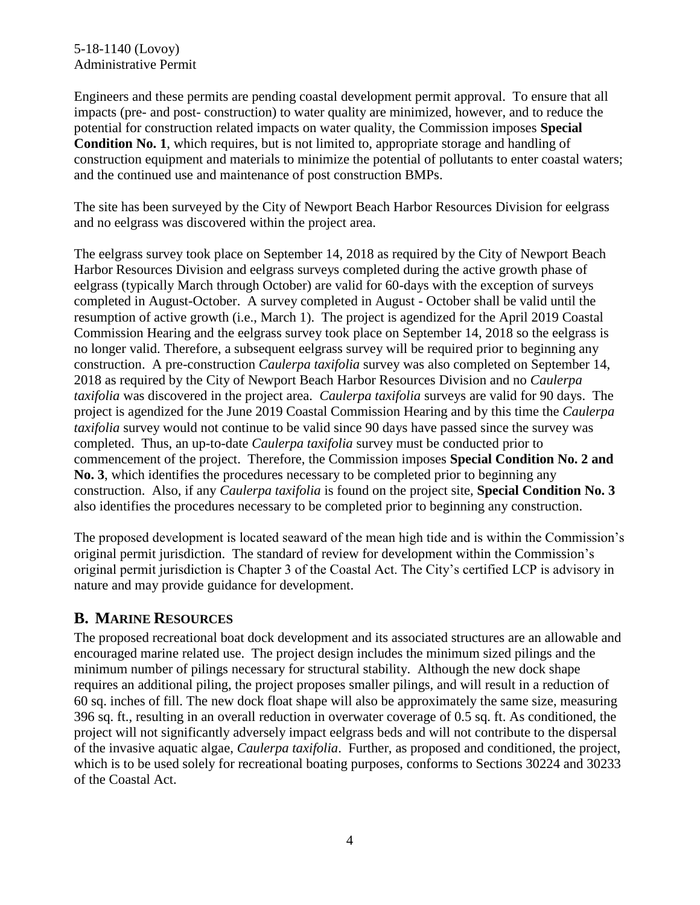Engineers and these permits are pending coastal development permit approval. To ensure that all impacts (pre- and post- construction) to water quality are minimized, however, and to reduce the potential for construction related impacts on water quality, the Commission imposes **Special Condition No. 1**, which requires, but is not limited to, appropriate storage and handling of construction equipment and materials to minimize the potential of pollutants to enter coastal waters; and the continued use and maintenance of post construction BMPs.

The site has been surveyed by the City of Newport Beach Harbor Resources Division for eelgrass and no eelgrass was discovered within the project area.

The eelgrass survey took place on September 14, 2018 as required by the City of Newport Beach Harbor Resources Division and eelgrass surveys completed during the active growth phase of eelgrass (typically March through October) are valid for 60-days with the exception of surveys completed in August-October. A survey completed in August - October shall be valid until the resumption of active growth (i.e., March 1). The project is agendized for the April 2019 Coastal Commission Hearing and the eelgrass survey took place on September 14, 2018 so the eelgrass is no longer valid. Therefore, a subsequent eelgrass survey will be required prior to beginning any construction. A pre-construction *Caulerpa taxifolia* survey was also completed on September 14, 2018 as required by the City of Newport Beach Harbor Resources Division and no *Caulerpa taxifolia* was discovered in the project area. *Caulerpa taxifolia* surveys are valid for 90 days. The project is agendized for the June 2019 Coastal Commission Hearing and by this time the *Caulerpa taxifolia* survey would not continue to be valid since 90 days have passed since the survey was completed. Thus, an up-to-date *Caulerpa taxifolia* survey must be conducted prior to commencement of the project. Therefore, the Commission imposes **Special Condition No. 2 and No. 3**, which identifies the procedures necessary to be completed prior to beginning any construction. Also, if any *Caulerpa taxifolia* is found on the project site, **Special Condition No. 3** also identifies the procedures necessary to be completed prior to beginning any construction.

The proposed development is located seaward of the mean high tide and is within the Commission's original permit jurisdiction. The standard of review for development within the Commission's original permit jurisdiction is Chapter 3 of the Coastal Act. The City's certified LCP is advisory in nature and may provide guidance for development.

## B. MARINE RESOURCES

The proposed recreational boat dock development and its associated structures are an allowable and encouraged marine related use. The project design includes the minimum sized pilings and the minimum number of pilings necessary for structural stability. Although the new dock shape requires an additional piling, the project proposes smaller pilings, and will result in a reduction of 60 sq. inches of fill. The new dock float shape will also be approximately the same size, measuring 396 sq. ft., resulting in an overall reduction in overwater coverage of 0.5 sq. ft. As conditioned, the project will not significantly adversely impact eelgrass beds and will not contribute to the dispersal of the invasive aquatic algae, *Caulerpa taxifolia*. Further, as proposed and conditioned, the project, which is to be used solely for recreational boating purposes, conforms to Sections 30224 and 30233 of the Coastal Act.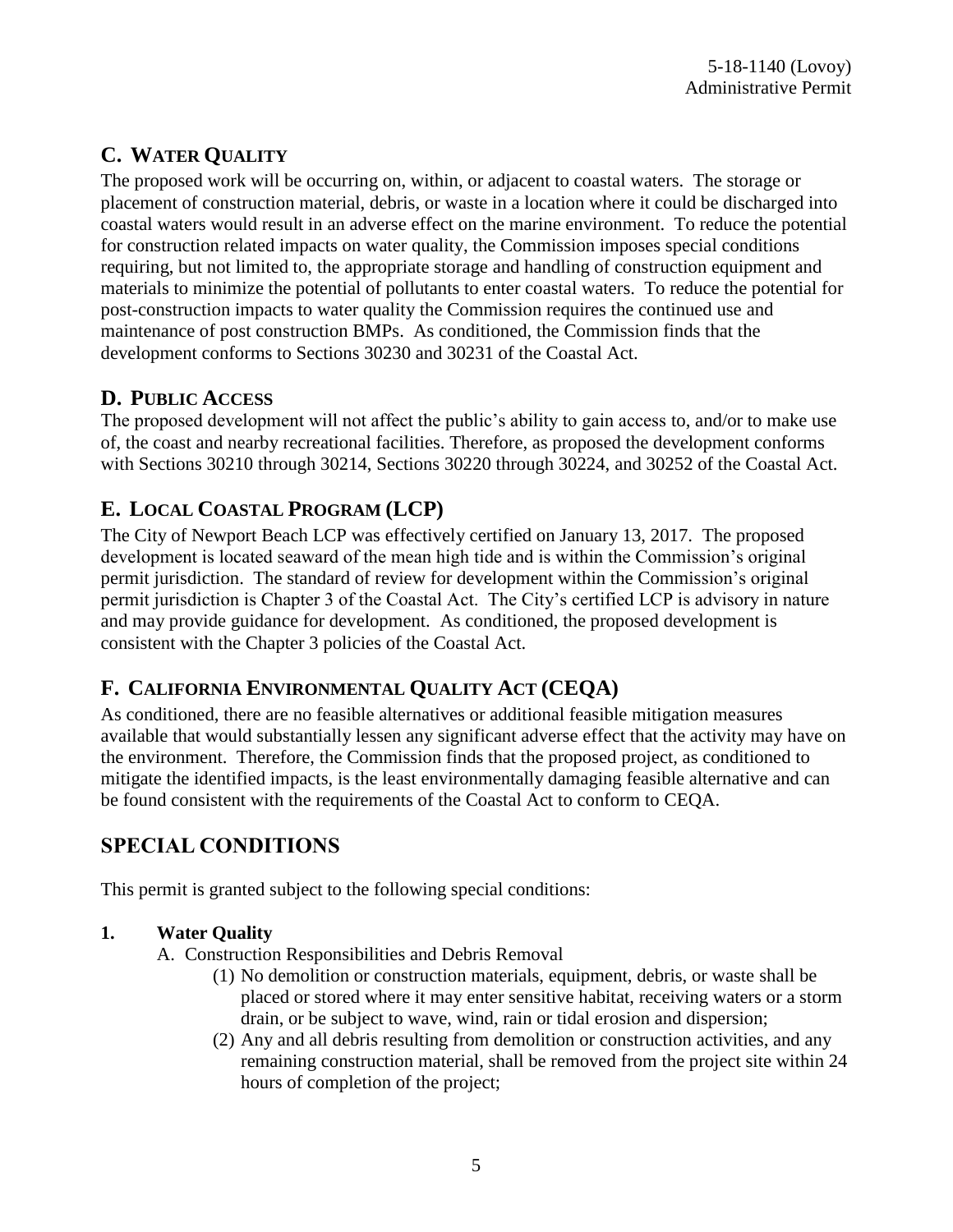## C. WATER QUALITY

The proposed work will be occurring on, within, or adjacent to coastal waters. The storage or placement of construction material, debris, or waste in a location where it could be discharged into coastal waters would result in an adverse effect on the marine environment. To reduce the potential for construction related impacts on water quality, the Commission imposes special conditions requiring, but not limited to, the appropriate storage and handling of construction equipment and materials to minimize the potential of pollutants to enter coastal waters. To reduce the potential for post-construction impacts to water quality the Commission requires the continued use and maintenance of post construction BMPs. As conditioned, the Commission finds that the development conforms to Sections 30230 and 30231 of the Coastal Act.

## D. PUBLIC ACCESS

The proposed development will not affect the public's ability to gain access to, and/or to make use of, the coast and nearby recreational facilities. Therefore, as proposed the development conforms with Sections 30210 through 30214, Sections 30220 through 30224, and 30252 of the Coastal Act.

## E. LOCAL COASTAL PROGRAM (LCP)

The City of Newport Beach LCP was effectively certified on January 13, 2017. The proposed development is located seaward of the mean high tide and is within the Commission's original permit jurisdiction. The standard of review for development within the Commission's original permit jurisdiction is Chapter 3 of the Coastal Act. The City's certified LCP is advisory in nature and may provide guidance for development. As conditioned, the proposed development is consistent with the Chapter 3 policies of the Coastal Act.

## F. CALIFORNIA ENVIRONMENTAL QUALITY ACT (CEQA)

As conditioned, there are no feasible alternatives or additional feasible mitigation measures available that would substantially lessen any significant adverse effect that the activity may have on the environment. Therefore, the Commission finds that the proposed project, as conditioned to mitigate the identified impacts, is the least environmentally damaging feasible alternative and can be found consistent with the requirements of the Coastal Act to conform to CEQA.

# SPECIAL CONDITIONS

This permit is granted subject to the following special conditions:

**1. Water Quality**

A. Construction Responsibilities and Debris Removal

(1) No demolition or construction materials, equipment, debris, or waste shall be placed or stored where it may enter sensitive habitat, receiving waters or a storm drain, or be subject to wave, wind, rain or tidal erosion and dispersion;

(2) Any and all debris resulting from demolition or construction activities, and any remaining construction material, shall be removed from the project site within 24 hours of completion of the project;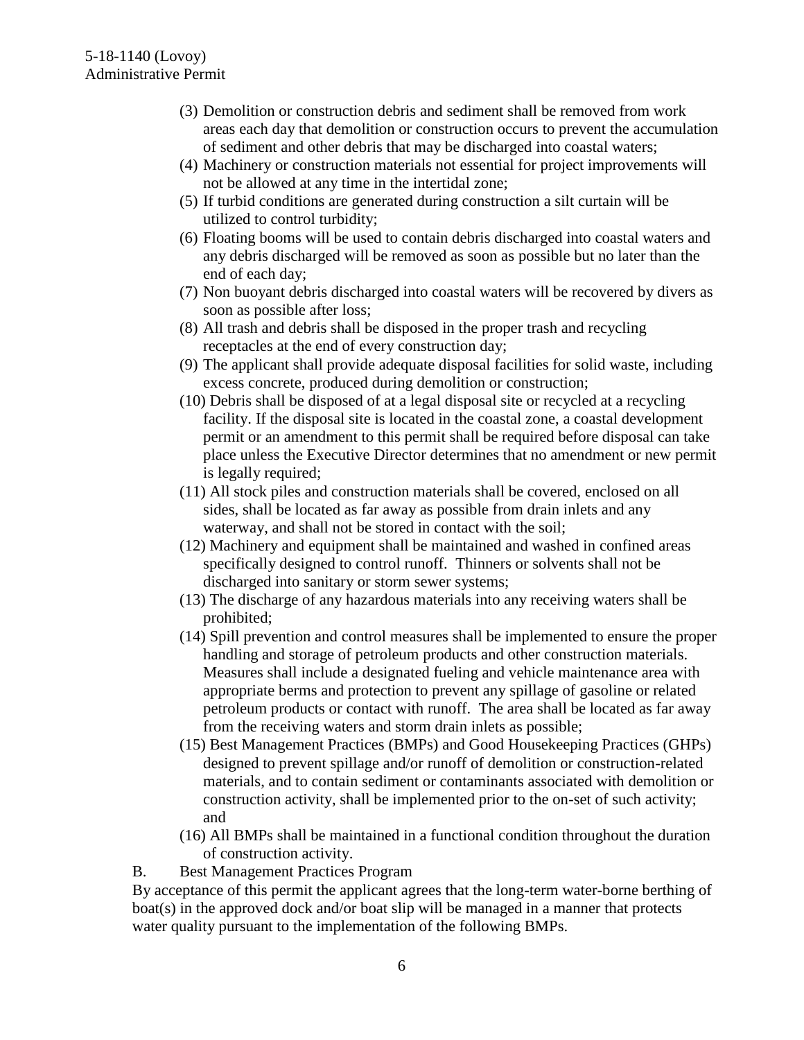(3) Demolition or construction debris and sediment shall be removed from work areas each day that demolition or construction occurs to prevent the accumulation of sediment and other debris that may be discharged into coastal waters;

(4) Machinery or construction materials not essential for project improvements will not be allowed at any time in the intertidal zone;

(5) If turbid conditions are generated during construction a silt curtain will be utilized to control turbidity;

(6) Floating booms will be used to contain debris discharged into coastal waters and any debris discharged will be removed as soon as possible but no later than the end of each day;

(7) Non buoyant debris discharged into coastal waters will be recovered by divers as soon as possible after loss;

(8) All trash and debris shall be disposed in the proper trash and recycling receptacles at the end of every construction day;

(9) The applicant shall provide adequate disposal facilities for solid waste, including excess concrete, produced during demolition or construction;

(10) Debris shall be disposed of at a legal disposal site or recycled at a recycling facility. If the disposal site is located in the coastal zone, a coastal development permit or an amendment to this permit shall be required before disposal can take place unless the Executive Director determines that no amendment or new permit is legally required;

(11) All stock piles and construction materials shall be covered, enclosed on all sides, shall be located as far away as possible from drain inlets and any waterway, and shall not be stored in contact with the soil;

(12) Machinery and equipment shall be maintained and washed in confined areas specifically designed to control runoff. Thinners or solvents shall not be discharged into sanitary or storm sewer systems;

(13) The discharge of any hazardous materials into any receiving waters shall be prohibited;

(14) Spill prevention and control measures shall be implemented to ensure the proper handling and storage of petroleum products and other construction materials. Measures shall include a designated fueling and vehicle maintenance area with appropriate berms and protection to prevent any spillage of gasoline or related petroleum products or contact with runoff. The area shall be located as far away from the receiving waters and storm drain inlets as possible;

(15) Best Management Practices (BMPs) and Good Housekeeping Practices (GHPs) designed to prevent spillage and/or runoff of demolition or construction-related materials, and to contain sediment or contaminants associated with demolition or construction activity, shall be implemented prior to the on-set of such activity; and

(16) All BMPs shall be maintained in a functional condition throughout the duration of construction activity.

B. Best Management Practices Program

By acceptance of this permit the applicant agrees that the long-term water-borne berthing of boat(s) in the approved dock and/or boat slip will be managed in a manner that protects water quality pursuant to the implementation of the following BMPs.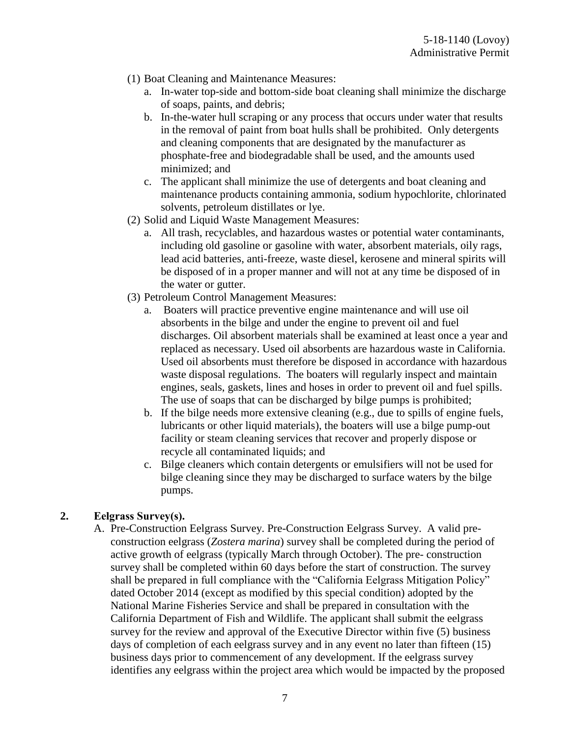(1) Boat Cleaning and Maintenance Measures:

a. In-water top-side and bottom-side boat cleaning shall minimize the discharge of soaps, paints, and debris;

b. In-the-water hull scraping or any process that occurs under water that results in the removal of paint from boat hulls shall be prohibited. Only detergents and cleaning components that are designated by the manufacturer as phosphate-free and biodegradable shall be used, and the amounts used minimized; and

c. The applicant shall minimize the use of detergents and boat cleaning and maintenance products containing ammonia, sodium hypochlorite, chlorinated solvents, petroleum distillates or lye.

(2) Solid and Liquid Waste Management Measures:

a. All trash, recyclables, and hazardous wastes or potential water contaminants, including old gasoline or gasoline with water, absorbent materials, oily rags, lead acid batteries, anti-freeze, waste diesel, kerosene and mineral spirits will be disposed of in a proper manner and will not at any time be disposed of in the water or gutter.

(3) Petroleum Control Management Measures:

a. Boaters will practice preventive engine maintenance and will use oil absorbents in the bilge and under the engine to prevent oil and fuel discharges. Oil absorbent materials shall be examined at least once a year and replaced as necessary. Used oil absorbents are hazardous waste in California. Used oil absorbents must therefore be disposed in accordance with hazardous waste disposal regulations. The boaters will regularly inspect and maintain engines, seals, gaskets, lines and hoses in order to prevent oil and fuel spills. The use of soaps that can be discharged by bilge pumps is prohibited;

b. If the bilge needs more extensive cleaning (e.g., due to spills of engine fuels, lubricants or other liquid materials), the boaters will use a bilge pump-out facility or steam cleaning services that recover and properly dispose or recycle all contaminated liquids; and

c. Bilge cleaners which contain detergents or emulsifiers will not be used for bilge cleaning since they may be discharged to surface waters by the bilge pumps.

**2. Eelgrass Survey(s).**

A. Pre-Construction Eelgrass Survey. Pre-Construction Eelgrass Survey. A valid pre-construction eelgrass (*Zostera marina*) survey shall be completed during the period of active growth of eelgrass (typically March through October). The pre- construction survey shall be completed within 60 days before the start of construction. The survey shall be prepared in full compliance with the "California Eelgrass Mitigation Policy" dated October 2014 (except as modified by this special condition) adopted by the National Marine Fisheries Service and shall be prepared in consultation with the California Department of Fish and Wildlife. The applicant shall submit the eelgrass survey for the review and approval of the Executive Director within five (5) business days of completion of each eelgrass survey and in any event no later than fifteen (15) business days prior to commencement of any development. If the eelgrass survey identifies any eelgrass within the project area which would be impacted by the proposed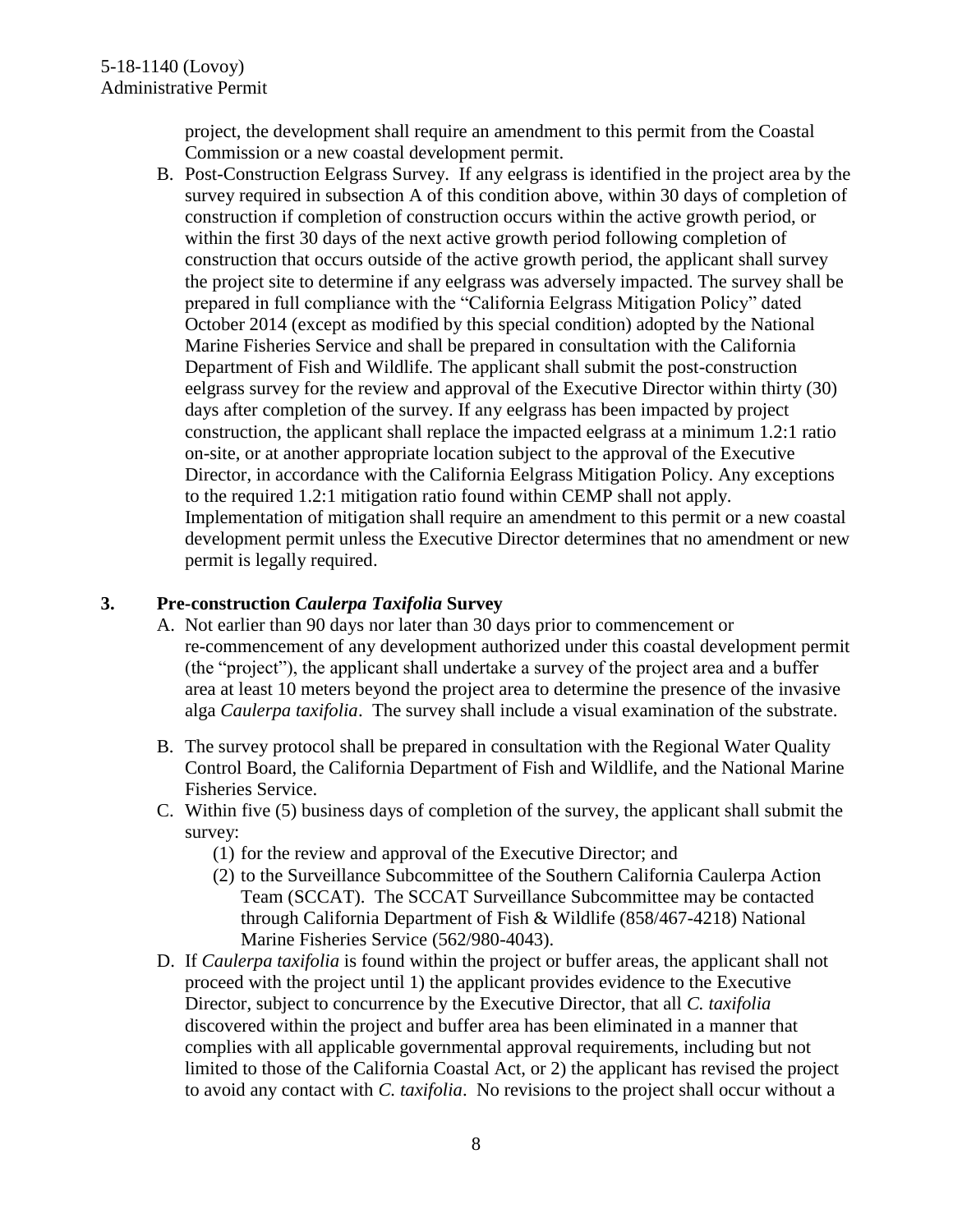project, the development shall require an amendment to this permit from the Coastal Commission or a new coastal development permit.

B. Post-Construction Eelgrass Survey. If any eelgrass is identified in the project area by the survey required in subsection A of this condition above, within 30 days of completion of construction if completion of construction occurs within the active growth period, or within the first 30 days of the next active growth period following completion of construction that occurs outside of the active growth period, the applicant shall survey the project site to determine if any eelgrass was adversely impacted. The survey shall be prepared in full compliance with the "California Eelgrass Mitigation Policy" dated October 2014 (except as modified by this special condition) adopted by the National Marine Fisheries Service and shall be prepared in consultation with the California Department of Fish and Wildlife. The applicant shall submit the post-construction eelgrass survey for the review and approval of the Executive Director within thirty (30) days after completion of the survey. If any eelgrass has been impacted by project construction, the applicant shall replace the impacted eelgrass at a minimum 1.2:1 ratio on-site, or at another appropriate location subject to the approval of the Executive Director, in accordance with the California Eelgrass Mitigation Policy. Any exceptions to the required 1.2:1 mitigation ratio found within CEMP shall not apply. Implementation of mitigation shall require an amendment to this permit or a new coastal development permit unless the Executive Director determines that no amendment or new permit is legally required.

**3. Pre-construction *Caulerpa Taxifolia* Survey**

A. Not earlier than 90 days nor later than 30 days prior to commencement or re-commencement of any development authorized under this coastal development permit (the "project"), the applicant shall undertake a survey of the project area and a buffer area at least 10 meters beyond the project area to determine the presence of the invasive alga *Caulerpa taxifolia*. The survey shall include a visual examination of the substrate.

B. The survey protocol shall be prepared in consultation with the Regional Water Quality Control Board, the California Department of Fish and Wildlife, and the National Marine Fisheries Service.

C. Within five (5) business days of completion of the survey, the applicant shall submit the survey:

   (1) for the review and approval of the Executive Director; and

   (2) to the Surveillance Subcommittee of the Southern California Caulerpa Action Team (SCCAT). The SCCAT Surveillance Subcommittee may be contacted through California Department of Fish & Wildlife (858/467-4218) National Marine Fisheries Service (562/980-4043).

D. If *Caulerpa taxifolia* is found within the project or buffer areas, the applicant shall not proceed with the project until 1) the applicant provides evidence to the Executive Director, subject to concurrence by the Executive Director, that all *C. taxifolia* discovered within the project and buffer area has been eliminated in a manner that complies with all applicable governmental approval requirements, including but not limited to those of the California Coastal Act, or 2) the applicant has revised the project to avoid any contact with *C. taxifolia*. No revisions to the project shall occur without a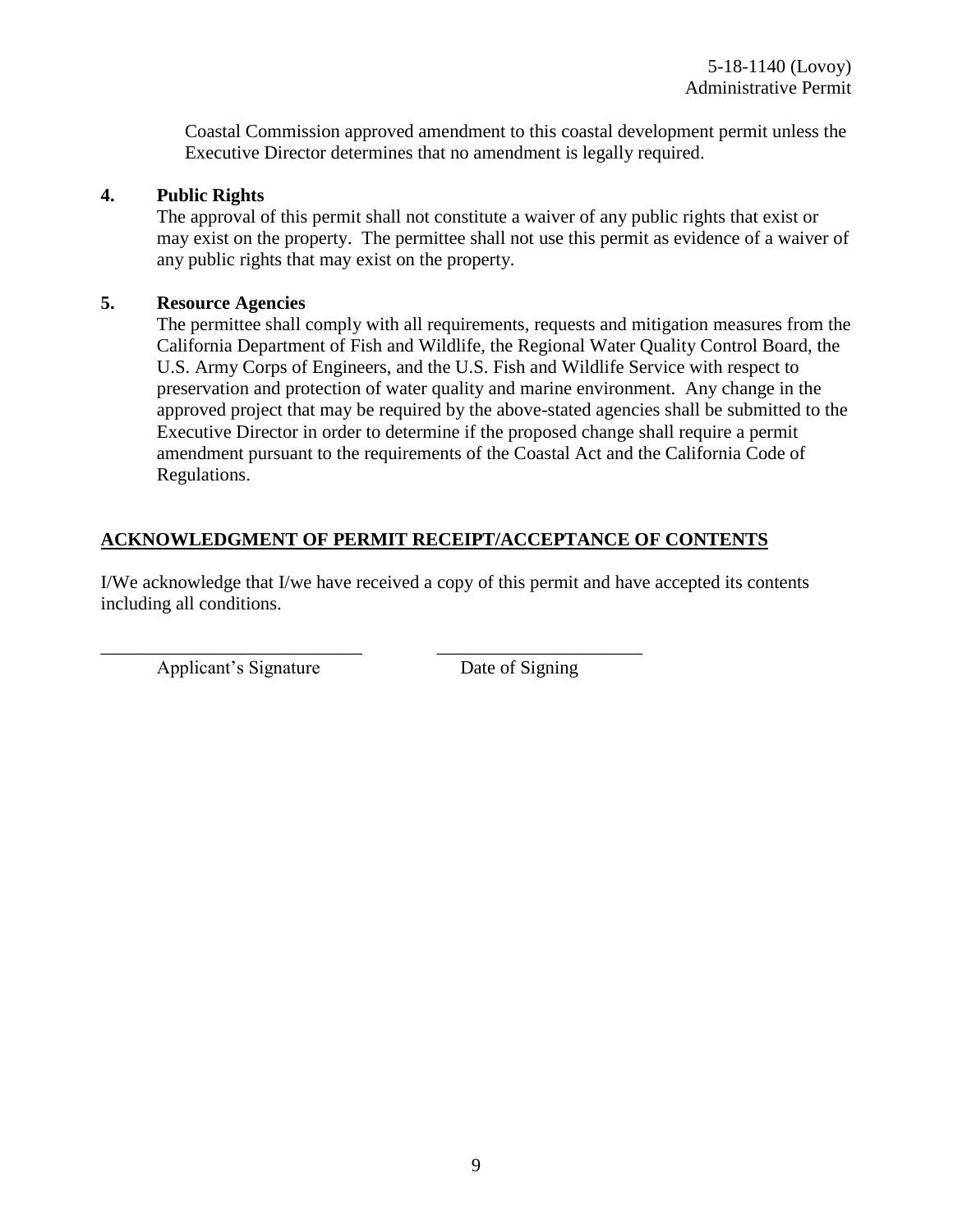Coastal Commission approved amendment to this coastal development permit unless the Executive Director determines that no amendment is legally required.

4. **Public Rights**

The approval of this permit shall not constitute a waiver of any public rights that exist or may exist on the property. The permittee shall not use this permit as evidence of a waiver of any public rights that may exist on the property.

5. **Resource Agencies**

The permittee shall comply with all requirements, requests and mitigation measures from the California Department of Fish and Wildlife, the Regional Water Quality Control Board, the U.S. Army Corps of Engineers, and the U.S. Fish and Wildlife Service with respect to preservation and protection of water quality and marine environment. Any change in the approved project that may be required by the above-stated agencies shall be submitted to the Executive Director in order to determine if the proposed change shall require a permit amendment pursuant to the requirements of the Coastal Act and the California Code of Regulations.

## ACKNOWLEDGMENT OF PERMIT RECEIPT/ACCEPTANCE OF CONTENTS

I/We acknowledge that I/we have received a copy of this permit and have accepted its contents including all conditions.

\_\_\_\_\_\_\_\_\_\_\_\_\_\_\_\_\_\_\_\_\_\_\_\_\_\_\_\_ \_\_\_\_\_\_\_\_\_\_\_\_\_\_\_\_\_\_\_\_\_\_

Applicant's Signature Date of Signing